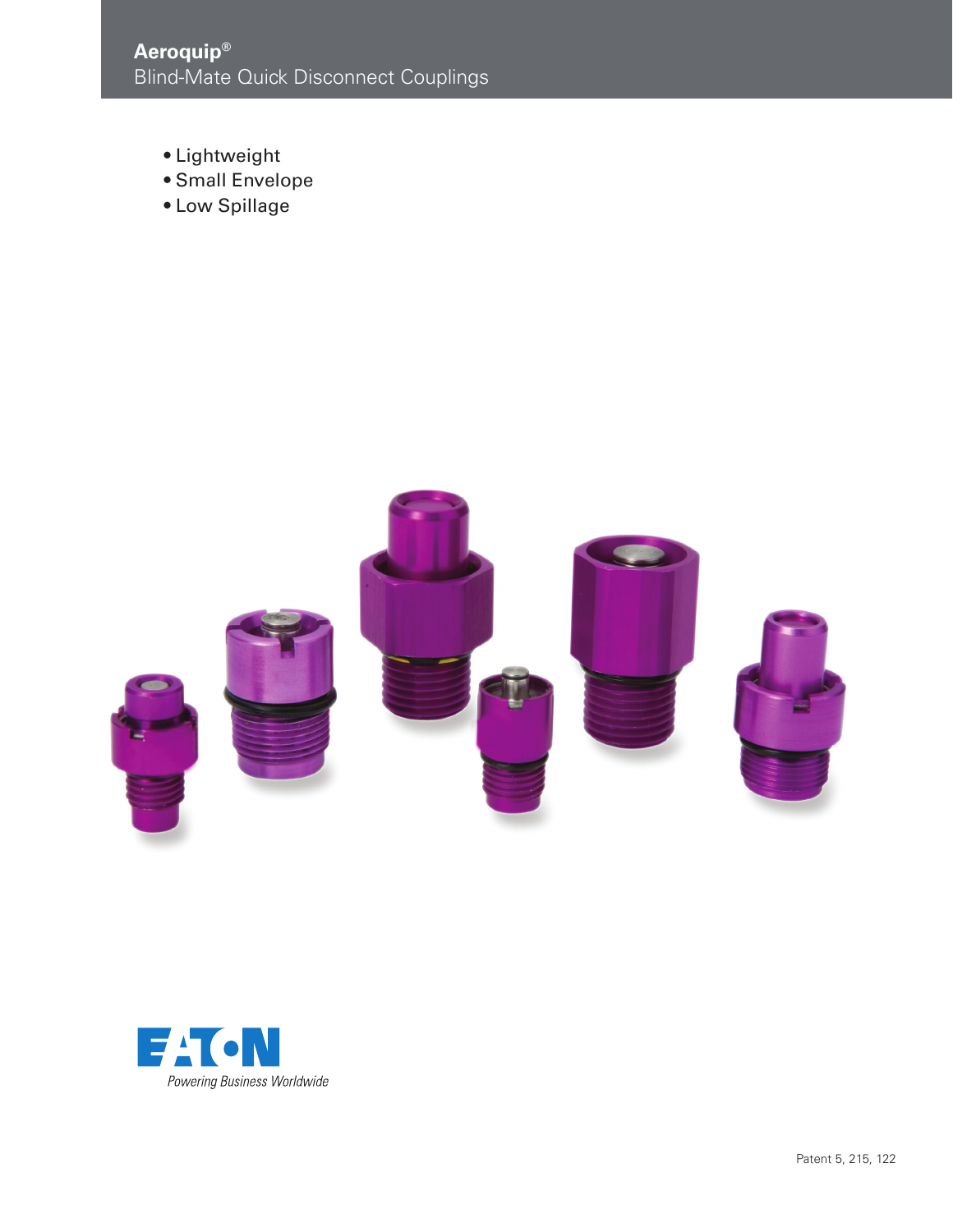# Aeroquip®

## Blind-Mate Quick Disconnect Couplings

- Lightweight
- Small Envelope
- Low Spillage

EATON

*Powering Business Worldwide*

Patent 5, 215, 122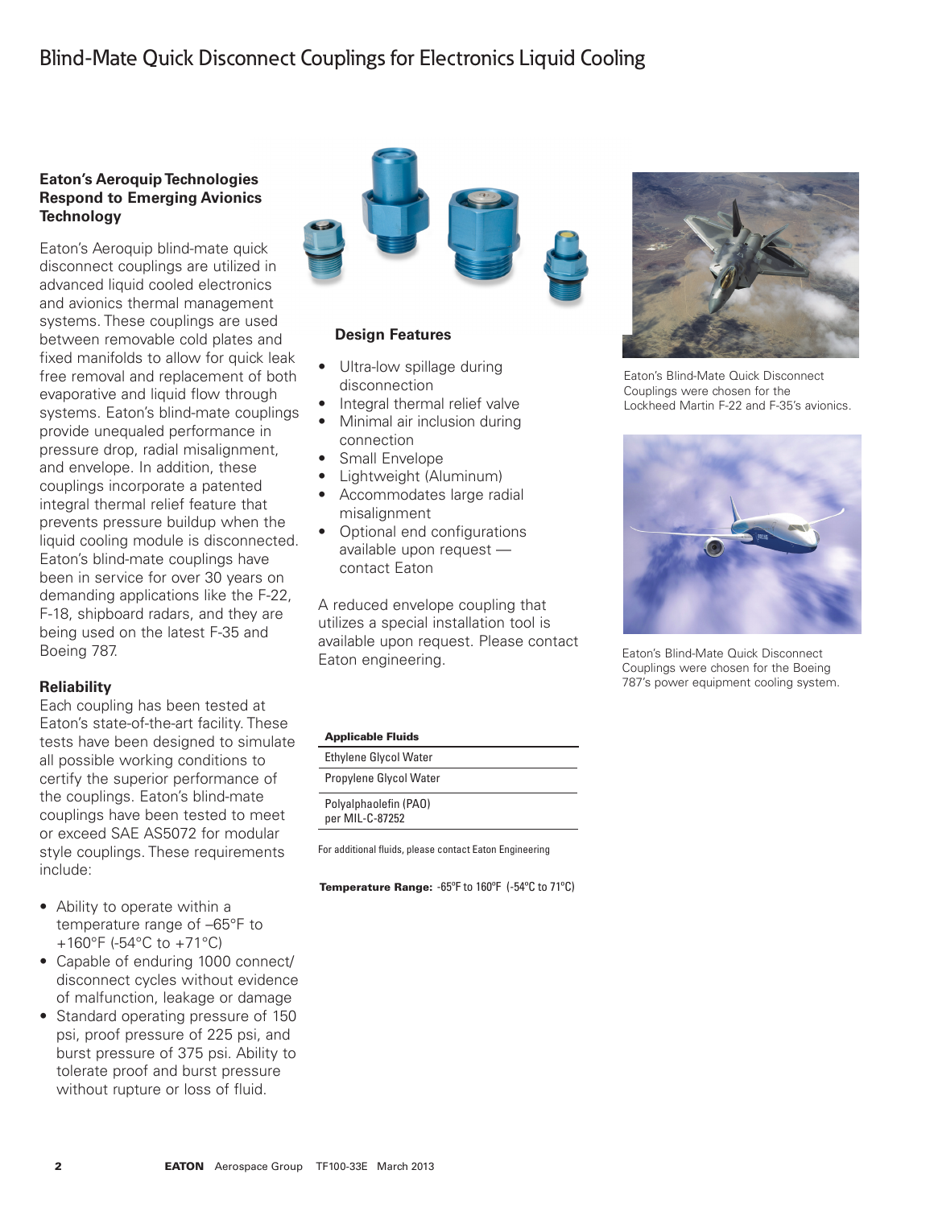# Blind-Mate Quick Disconnect Couplings for Electronics Liquid Cooling

### Eaton's Aeroquip Technologies Respond to Emerging Avionics Technology

Eaton's Aeroquip blind-mate quick disconnect couplings are utilized in advanced liquid cooled electronics and avionics thermal management systems. These couplings are used between removable cold plates and fixed manifolds to allow for quick leak free removal and replacement of both evaporative and liquid flow through systems. Eaton's blind-mate couplings provide unequaled performance in pressure drop, radial misalignment, and envelope. In addition, these couplings incorporate a patented integral thermal relief feature that prevents pressure buildup when the liquid cooling module is disconnected. Eaton's blind-mate couplings have been in service for over 30 years on demanding applications like the F-22, F-18, shipboard radars, and they are being used on the latest F-35 and Boeing 787.

### Reliability

Each coupling has been tested at Eaton's state-of-the-art facility. These tests have been designed to simulate all possible working conditions to certify the superior performance of the couplings. Eaton's blind-mate couplings have been tested to meet or exceed SAE AS5072 for modular style couplings. These requirements include:

- Ability to operate within a temperature range of –65°F to +160°F (-54°C to +71°C)
- Capable of enduring 1000 connect/ disconnect cycles without evidence of malfunction, leakage or damage
- Standard operating pressure of 150 psi, proof pressure of 225 psi, and burst pressure of 375 psi. Ability to tolerate proof and burst pressure without rupture or loss of fluid.

### Design Features

- Ultra-low spillage during disconnection
- Integral thermal relief valve
- Minimal air inclusion during connection
- Small Envelope
- Lightweight (Aluminum)
- Accommodates large radial misalignment
- Optional end configurations available upon request — contact Eaton

A reduced envelope coupling that utilizes a special installation tool is available upon request. Please contact Eaton engineering.

| Applicable Fluids |
|---|
| Ethylene Glycol Water |
| Propylene Glycol Water |
| Polyalphaolefin (PAO) per MIL-C-87252 |

For additional fluids, please contact Eaton Engineering

**Temperature Range:** -65ºF to 160ºF (-54ºC to 71ºC)

Eaton's Blind-Mate Quick Disconnect Couplings were chosen for the Lockheed Martin F-22 and F-35's avionics.

Eaton's Blind-Mate Quick Disconnect Couplings were chosen for the Boeing 787's power equipment cooling system.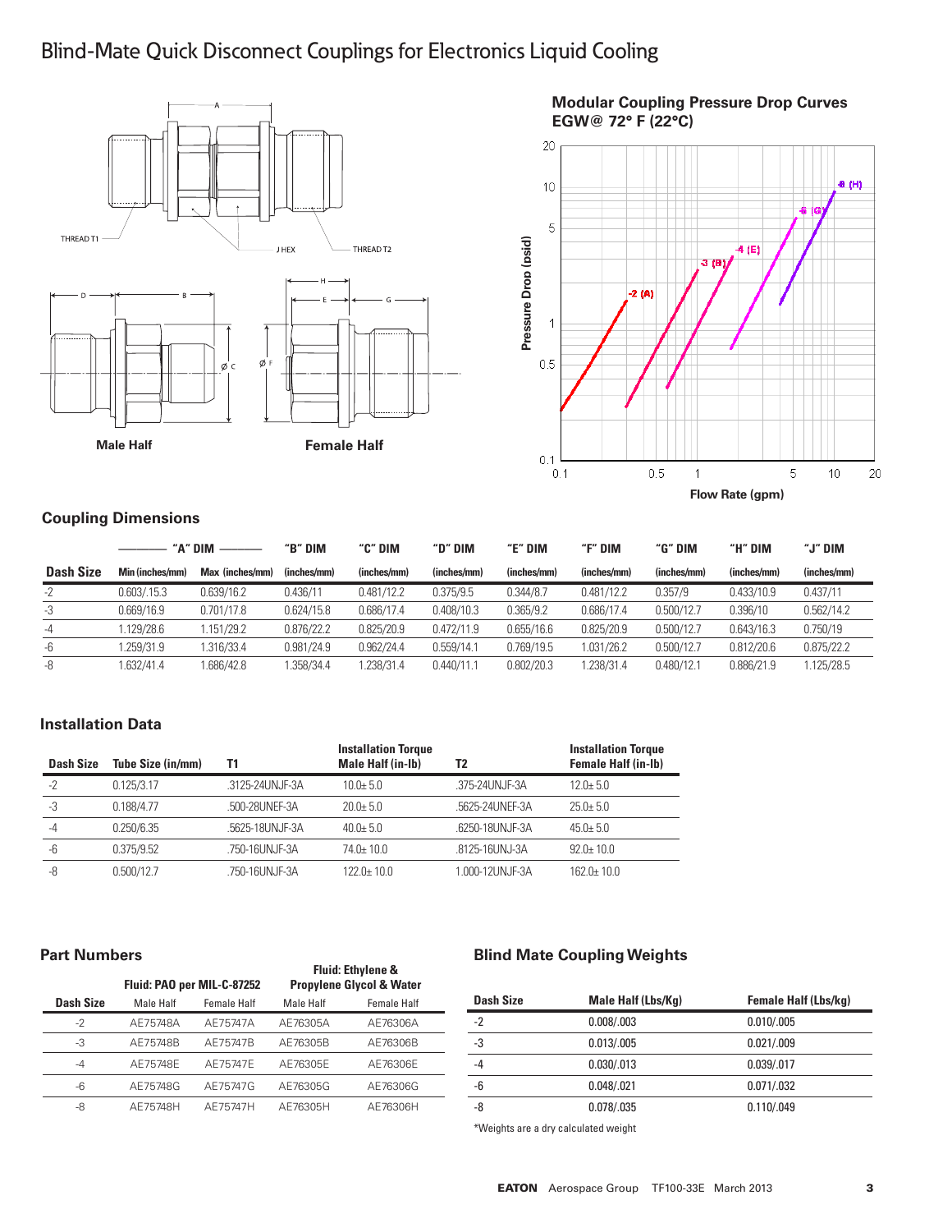# Blind-Mate Quick Disconnect Couplings for Electronics Liquid Cooling

THREAD T1  J HEX  THREAD T2

**Male Half**  **Female Half**

**Modular Coupling Pressure Drop Curves EGW@ 72° F (22°C)**

## Coupling Dimensions

| | "A" DIM | | "B" DIM | "C" DIM | "D" DIM | "E" DIM | "F" DIM | "G" DIM | "H" DIM | "J" DIM |
|---|---|---|---|---|---|---|---|---|---|---|
| **Dash Size** | Min (inches/mm) | Max (inches/mm) | (inches/mm) | (inches/mm) | (inches/mm) | (inches/mm) | (inches/mm) | (inches/mm) | (inches/mm) | (inches/mm) |
| -2 | 0.603/.15.3 | 0.639/16.2 | 0.436/11 | 0.481/12.2 | 0.375/9.5 | 0.344/8.7 | 0.481/12.2 | 0.357/9 | 0.433/10.9 | 0.437/11 |
| -3 | 0.669/16.9 | 0.701/17.8 | 0.624/15.8 | 0.686/17.4 | 0.408/10.3 | 0.365/9.2 | 0.686/17.4 | 0.500/12.7 | 0.396/10 | 0.562/14.2 |
| -4 | 1.129/28.6 | 1.151/29.2 | 0.876/22.2 | 0.825/20.9 | 0.472/11.9 | 0.655/16.6 | 0.825/20.9 | 0.500/12.7 | 0.643/16.3 | 0.750/19 |
| -6 | 1.259/31.9 | 1.316/33.4 | 0.981/24.9 | 0.962/24.4 | 0.559/14.1 | 0.769/19.5 | 1.031/26.2 | 0.500/12.7 | 0.812/20.6 | 0.875/22.2 |
| -8 | 1.632/41.4 | 1.686/42.8 | 1.358/34.4 | 1.238/31.4 | 0.440/11.1 | 0.802/20.3 | 1.238/31.4 | 0.480/12.1 | 0.886/21.9 | 1.125/28.5 |

## Installation Data

| Dash Size | Tube Size (in/mm) | T1 | Installation Torque Male Half (in-lb) | T2 | Installation Torque Female Half (in-lb) |
|---|---|---|---|---|---|
| -2 | 0.125/3.17 | .3125-24UNJF-3A | 10.0± 5.0 | .375-24UNJF-3A | 12.0± 5.0 |
| -3 | 0.188/4.77 | .500-28UNEF-3A | 20.0± 5.0 | .5625-24UNEF-3A | 25.0± 5.0 |
| -4 | 0.250/6.35 | .5625-18UNJF-3A | 40.0± 5.0 | .6250-18UNJF-3A | 45.0± 5.0 |
| -6 | 0.375/9.52 | .750-16UNJF-3A | 74.0± 10.0 | .8125-16UNJ-3A | 92.0± 10.0 |
| -8 | 0.500/12.7 | .750-16UNJF-3A | 122.0± 10.0 | 1.000-12UNJF-3A | 162.0± 10.0 |

## Part Numbers

| | Fluid: PAO per MIL-C-87252 | | Fluid: Ethylene & Propylene Glycol & Water | |
|---|---|---|---|---|
| **Dash Size** | Male Half | Female Half | Male Half | Female Half |
| -2 | AE75748A | AE75747A | AE76305A | AE76306A |
| -3 | AE75748B | AE75747B | AE76305B | AE76306B |
| -4 | AE75748E | AE75747E | AE76305E | AE76306E |
| -6 | AE75748G | AE75747G | AE76305G | AE76306G |
| -8 | AE75748H | AE75747H | AE76305H | AE76306H |

## Blind Mate Coupling Weights

| Dash Size | Male Half (Lbs/Kg) | Female Half (Lbs/kg) |
|---|---|---|
| -2 | 0.008/.003 | 0.010/.005 |
| -3 | 0.013/.005 | 0.021/.009 |
| -4 | 0.030/.013 | 0.039/.017 |
| -6 | 0.048/.021 | 0.071/.032 |
| -8 | 0.078/.035 | 0.110/.049 |

*Weights are a dry calculated weight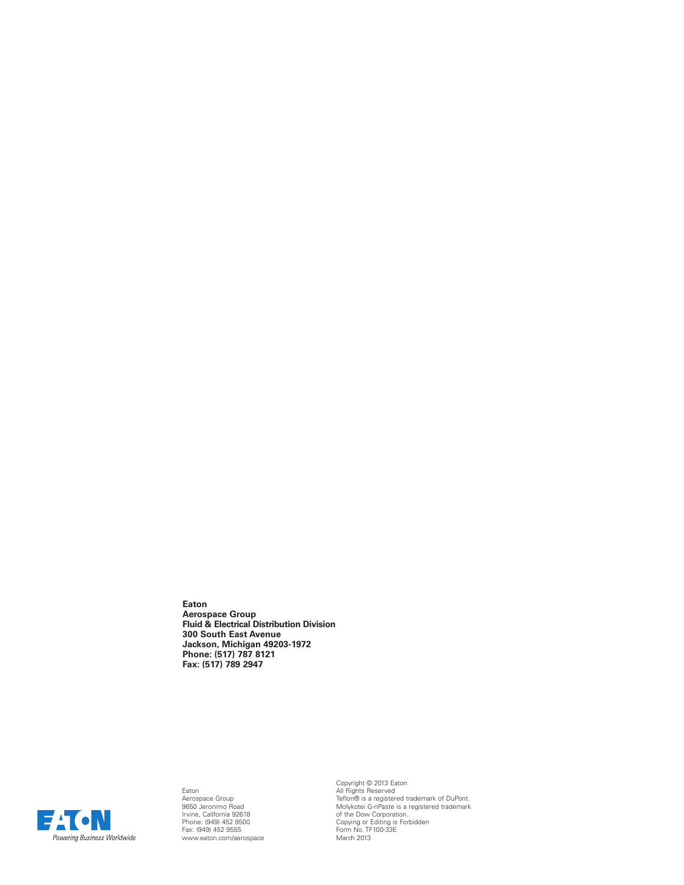**Eaton**
**Aerospace Group**
**Fluid & Electrical Distribution Division**
**300 South East Avenue**
**Jackson, Michigan 49203-1972**
**Phone: (517) 787 8121**
**Fax: (517) 789 2947**

Powering Business Worldwide

Eaton
Aerospace Group
9650 Jeronimo Road
Irvine, California 92618
Phone: (949) 452 9500
Fax: (949) 452 9555
www.eaton.com/aerospace

Copyright © 2013 Eaton
All Rights Reserved
Teflon® is a registered trademark of DuPont.
Molykotei G-nPaste is a registered trademark of the Dow Corporation.
Copying or Editing is Forbidden
Form No. TF100-33E
March 2013